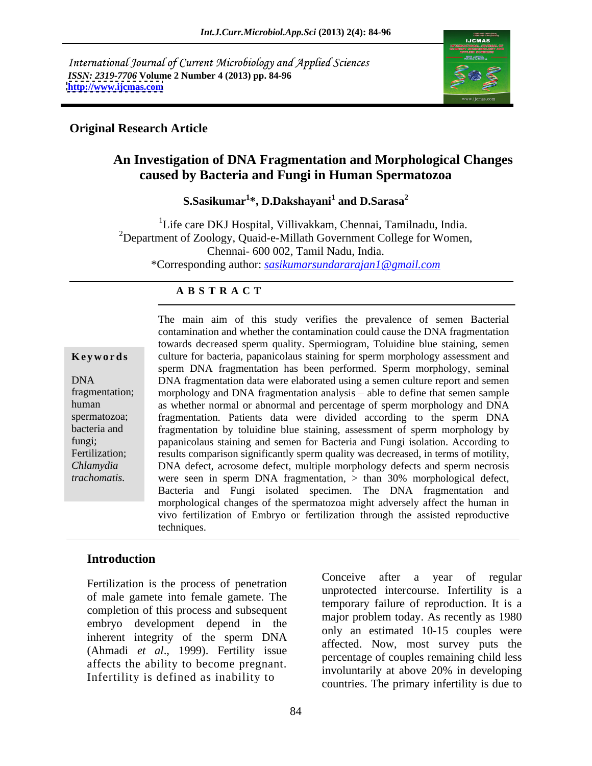International Journal of Current Microbiology and Applied Sciences
*ISSN: 2319-7706* **Volume 2 Number 4 (2013) pp. 84-96**
**http://www.ijcmas.com**

**Original Research Article**

# An Investigation of DNA Fragmentation and Morphological Changes caused by Bacteria and Fungi in Human Spermatozoa

**S.Sasikumar[1]*, D.Dakshayani[1] and D.Sarasa[2]**

[1]Life care DKJ Hospital, Villivakkam, Chennai, Tamilnadu, India.
[2]Department of Zoology, Quaid-e-Millath Government College for Women, Chennai- 600 002, Tamil Nadu, India.
*Corresponding author: *sasikumarsundararajan1@gmail.com*

**A B S T R A C T**

**Keywords**

DNA fragmentation; human spermatozoa; bacteria and fungi; Fertilization; *Chlamydia trachomatis.*

The main aim of this study verifies the prevalence of semen Bacterial contamination and whether the contamination could cause the DNA fragmentation towards decreased sperm quality. Spermiogram, Toluidine blue staining, semen culture for bacteria, papanicolaus staining for sperm morphology assessment and sperm DNA fragmentation has been performed. Sperm morphology, seminal DNA fragmentation data were elaborated using a semen culture report and semen morphology and DNA fragmentation analysis – able to define that semen sample as whether normal or abnormal and percentage of sperm morphology and DNA fragmentation. Patients data were divided according to the sperm DNA fragmentation by toluidine blue staining, assessment of sperm morphology by papanicolaus staining and semen for Bacteria and Fungi isolation. According to results comparison significantly sperm quality was decreased, in terms of motility, DNA defect, acrosome defect, multiple morphology defects and sperm necrosis were seen in sperm DNA fragmentation, > than 30% morphological defect, Bacteria and Fungi isolated specimen. The DNA fragmentation and morphological changes of the spermatozoa might adversely affect the human in vivo fertilization of Embryo or fertilization through the assisted reproductive techniques.

## Introduction

Fertilization is the process of penetration of male gamete into female gamete. The completion of this process and subsequent embryo development depend in the inherent integrity of the sperm DNA (Ahmadi *et al*., 1999). Fertility issue affects the ability to become pregnant. Infertility is defined as inability to Conceive after a year of regular unprotected intercourse. Infertility is a temporary failure of reproduction. It is a major problem today. As recently as 1980 only an estimated 10-15 couples were affected. Now, most survey puts the percentage of couples remaining child less involuntarily at above 20% in developing countries. The primary infertility is due to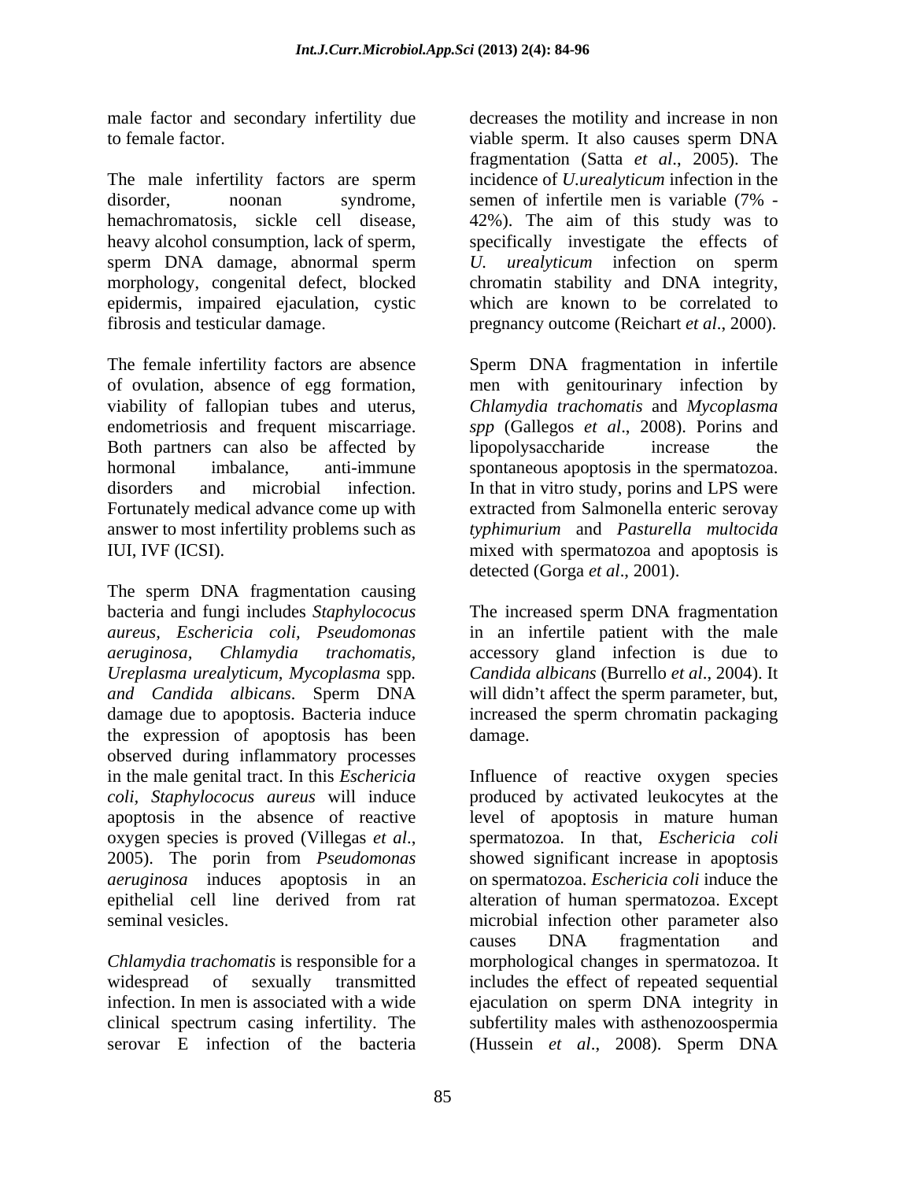male factor and secondary infertility due to female factor.

The male infertility factors are sperm disorder, noonan syndrome, hemachromatosis, sickle cell disease, heavy alcohol consumption, lack of sperm, sperm DNA damage, abnormal sperm morphology, congenital defect, blocked epidermis, impaired ejaculation, cystic fibrosis and testicular damage.

The female infertility factors are absence of ovulation, absence of egg formation, viability of fallopian tubes and uterus, endometriosis and frequent miscarriage. Both partners can also be affected by hormonal imbalance, anti-immune disorders and microbial infection. Fortunately medical advance come up with answer to most infertility problems such as IUI, IVF (ICSI).

The sperm DNA fragmentation causing bacteria and fungi includes *Staphylococus aureus, Eschericia coli, Pseudomonas aeruginosa, Chlamydia trachomatis, Ureplasma urealyticum, Mycoplasma* spp. *and Candida albicans*. Sperm DNA damage due to apoptosis. Bacteria induce the expression of apoptosis has been observed during inflammatory processes in the male genital tract. In this *Eschericia coli, Staphylococus aureus* will induce apoptosis in the absence of reactive oxygen species is proved (Villegas *et al*., 2005). The porin from *Pseudomonas aeruginosa* induces apoptosis in an epithelial cell line derived from rat seminal vesicles.

*Chlamydia trachomatis* is responsible for a widespread of sexually transmitted infection. In men is associated with a wide clinical spectrum casing infertility. The serovar E infection of the bacteria decreases the motility and increase in non viable sperm. It also causes sperm DNA fragmentation (Satta *et al*., 2005). The incidence of *U.urealyticum* infection in the semen of infertile men is variable (7% - 42%). The aim of this study was to specifically investigate the effects of *U. urealyticum* infection on sperm chromatin stability and DNA integrity, which are known to be correlated to pregnancy outcome (Reichart *et al*., 2000).

Sperm DNA fragmentation in infertile men with genitourinary infection by *Chlamydia trachomatis* and *Mycoplasma spp* (Gallegos *et al*., 2008). Porins and lipopolysaccharide increase the spontaneous apoptosis in the spermatozoa. In that in vitro study, porins and LPS were extracted from Salmonella enteric serovay *typhimurium* and *Pasturella multocida* mixed with spermatozoa and apoptosis is detected (Gorga *et al*., 2001).

The increased sperm DNA fragmentation in an infertile patient with the male accessory gland infection is due to *Candida albicans* (Burrello *et al*., 2004). It will didn't affect the sperm parameter, but, increased the sperm chromatin packaging damage.

Influence of reactive oxygen species produced by activated leukocytes at the level of apoptosis in mature human spermatozoa. In that, *Eschericia coli* showed significant increase in apoptosis on spermatozoa. *Eschericia coli* induce the alteration of human spermatozoa. Except microbial infection other parameter also causes DNA fragmentation and morphological changes in spermatozoa. It includes the effect of repeated sequential ejaculation on sperm DNA integrity in subfertility males with asthenozoospermia (Hussein *et al*., 2008). Sperm DNA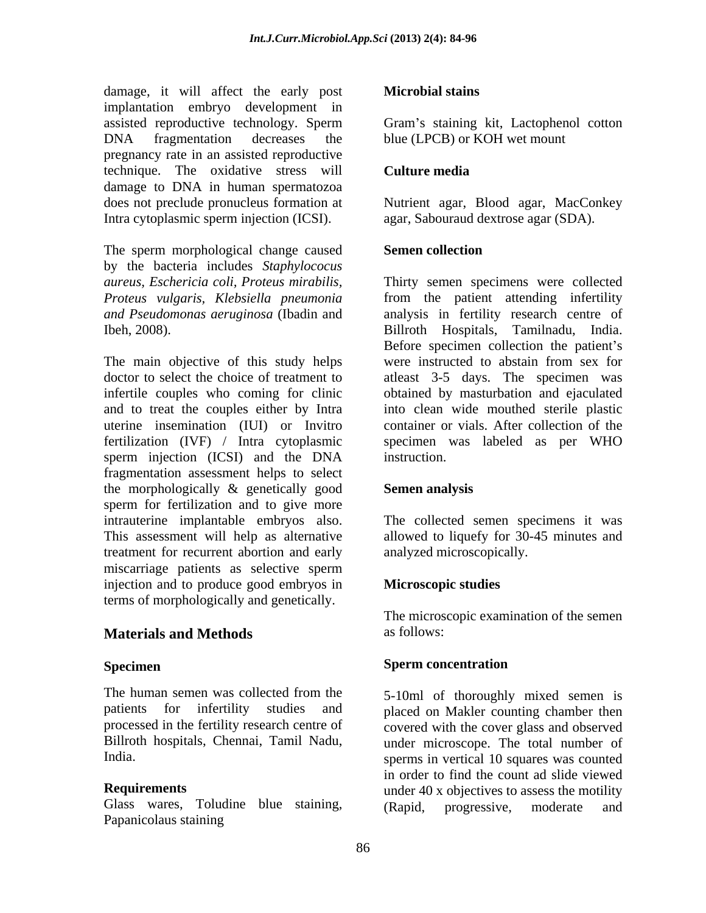damage, it will affect the early post implantation embryo development in assisted reproductive technology. Sperm DNA fragmentation decreases the pregnancy rate in an assisted reproductive technique. The oxidative stress will damage to DNA in human spermatozoa does not preclude pronucleus formation at Intra cytoplasmic sperm injection (ICSI).

The sperm morphological change caused by the bacteria includes *Staphylococus aureus, Eschericia coli, Proteus mirabilis, Proteus vulgaris, Klebsiella pneumonia and Pseudomonas aeruginosa* (Ibadin and Ibeh, 2008).

The main objective of this study helps doctor to select the choice of treatment to infertile couples who coming for clinic and to treat the couples either by Intra uterine insemination (IUI) or Invitro fertilization (IVF) / Intra cytoplasmic sperm injection (ICSI) and the DNA fragmentation assessment helps to select the morphologically & genetically good sperm for fertilization and to give more intrauterine implantable embryos also. This assessment will help as alternative treatment for recurrent abortion and early miscarriage patients as selective sperm injection and to produce good embryos in terms of morphologically and genetically.

## Materials and Methods

### Specimen

The human semen was collected from the patients for infertility studies and processed in the fertility research centre of Billroth hospitals, Chennai, Tamil Nadu, India.

### Requirements

Glass wares, Toludine blue staining, Papanicolaus staining

### Microbial stains

Gram's staining kit, Lactophenol cotton blue (LPCB) or KOH wet mount

### Culture media

Nutrient agar, Blood agar, MacConkey agar, Sabouraud dextrose agar (SDA).

### Semen collection

Thirty semen specimens were collected from the patient attending infertility analysis in fertility research centre of Billroth Hospitals, Tamilnadu, India. Before specimen collection the patient's were instructed to abstain from sex for atleast 3-5 days. The specimen was obtained by masturbation and ejaculated into clean wide mouthed sterile plastic container or vials. After collection of the specimen was labeled as per WHO instruction.

### Semen analysis

The collected semen specimens it was allowed to liquefy for 30-45 minutes and analyzed microscopically.

### Microscopic studies

The microscopic examination of the semen as follows:

### Sperm concentration

5-10ml of thoroughly mixed semen is placed on Makler counting chamber then covered with the cover glass and observed under microscope. The total number of sperms in vertical 10 squares was counted in order to find the count ad slide viewed under 40 x objectives to assess the motility (Rapid, progressive, moderate and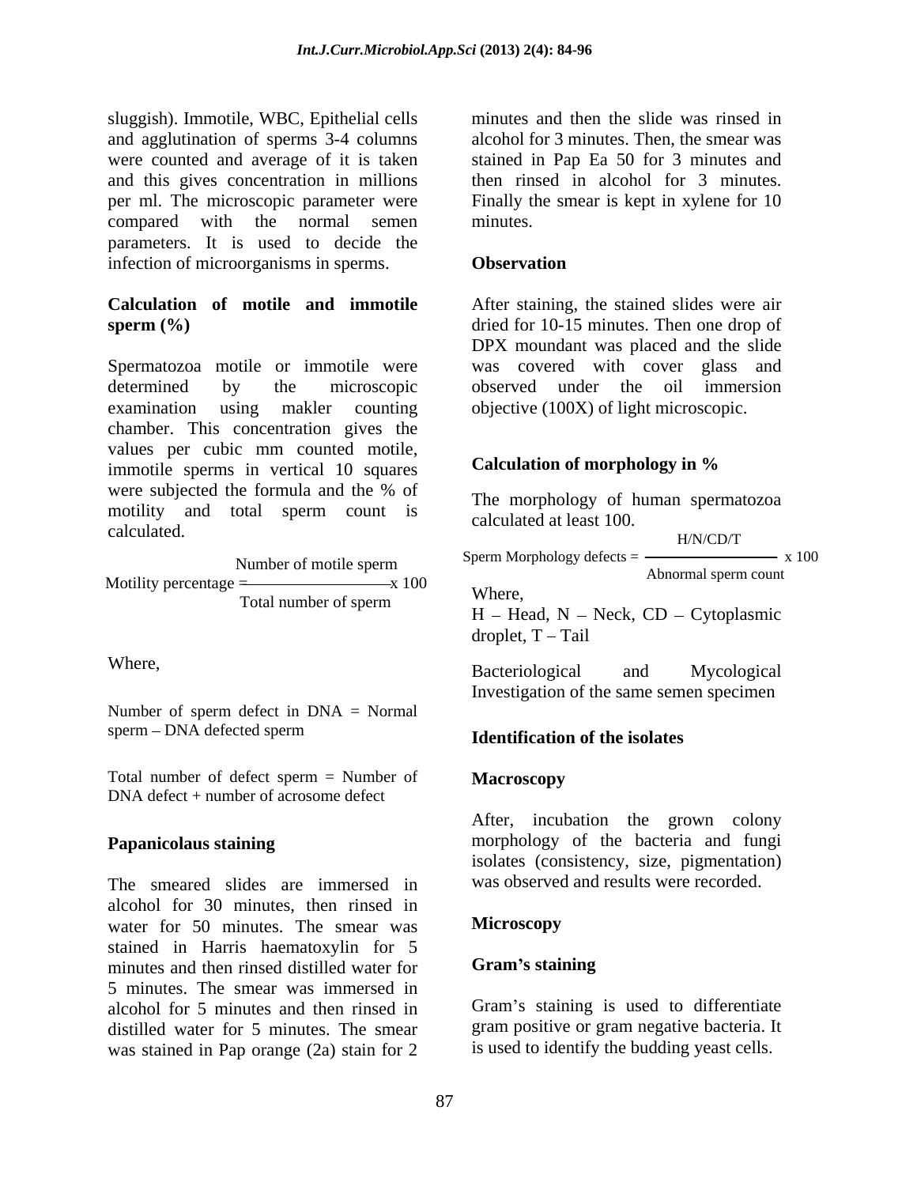sluggish). Immotile, WBC, Epithelial cells and agglutination of sperms 3-4 columns were counted and average of it is taken and this gives concentration in millions per ml. The microscopic parameter were compared with the normal semen parameters. It is used to decide the infection of microorganisms in sperms.

**Calculation of motile and immotile sperm (%)**

Spermatozoa motile or immotile were determined by the microscopic examination using makler counting chamber. This concentration gives the values per cubic mm counted motile, immotile sperms in vertical 10 squares were subjected the formula and the % of motility and total sperm count is calculated.

$$\text{Motility percentage} = \frac{\text{Number of motile sperm}}{\text{Total number of sperm}} \times 100$$

Where,

Number of sperm defect in DNA = Normal sperm – DNA defected sperm

Total number of defect sperm = Number of DNA defect + number of acrosome defect

**Papanicolaus staining**

The smeared slides are immersed in alcohol for 30 minutes, then rinsed in water for 50 minutes. The smear was stained in Harris haematoxylin for 5 minutes and then rinsed distilled water for 5 minutes. The smear was immersed in alcohol for 5 minutes and then rinsed in distilled water for 5 minutes. The smear was stained in Pap orange (2a) stain for 2 minutes and then the slide was rinsed in alcohol for 3 minutes. Then, the smear was stained in Pap Ea 50 for 3 minutes and then rinsed in alcohol for 3 minutes. Finally the smear is kept in xylene for 10 minutes.

**Observation**

After staining, the stained slides were air dried for 10-15 minutes. Then one drop of DPX moundant was placed and the slide was covered with cover glass and observed under the oil immersion objective (100X) of light microscopic.

**Calculation of morphology in %**

The morphology of human spermatozoa calculated at least 100.

$$\text{Sperm Morphology defects} = \frac{\text{H/N/CD/T}}{\text{Abnormal sperm count}} \times 100$$

Where,

H – Head, N – Neck, CD – Cytoplasmic droplet, T – Tail

Bacteriological and Mycological Investigation of the same semen specimen

**Identification of the isolates**

**Macroscopy**

After, incubation the grown colony morphology of the bacteria and fungi isolates (consistency, size, pigmentation) was observed and results were recorded.

**Microscopy**

**Gram's staining**

Gram's staining is used to differentiate gram positive or gram negative bacteria. It is used to identify the budding yeast cells.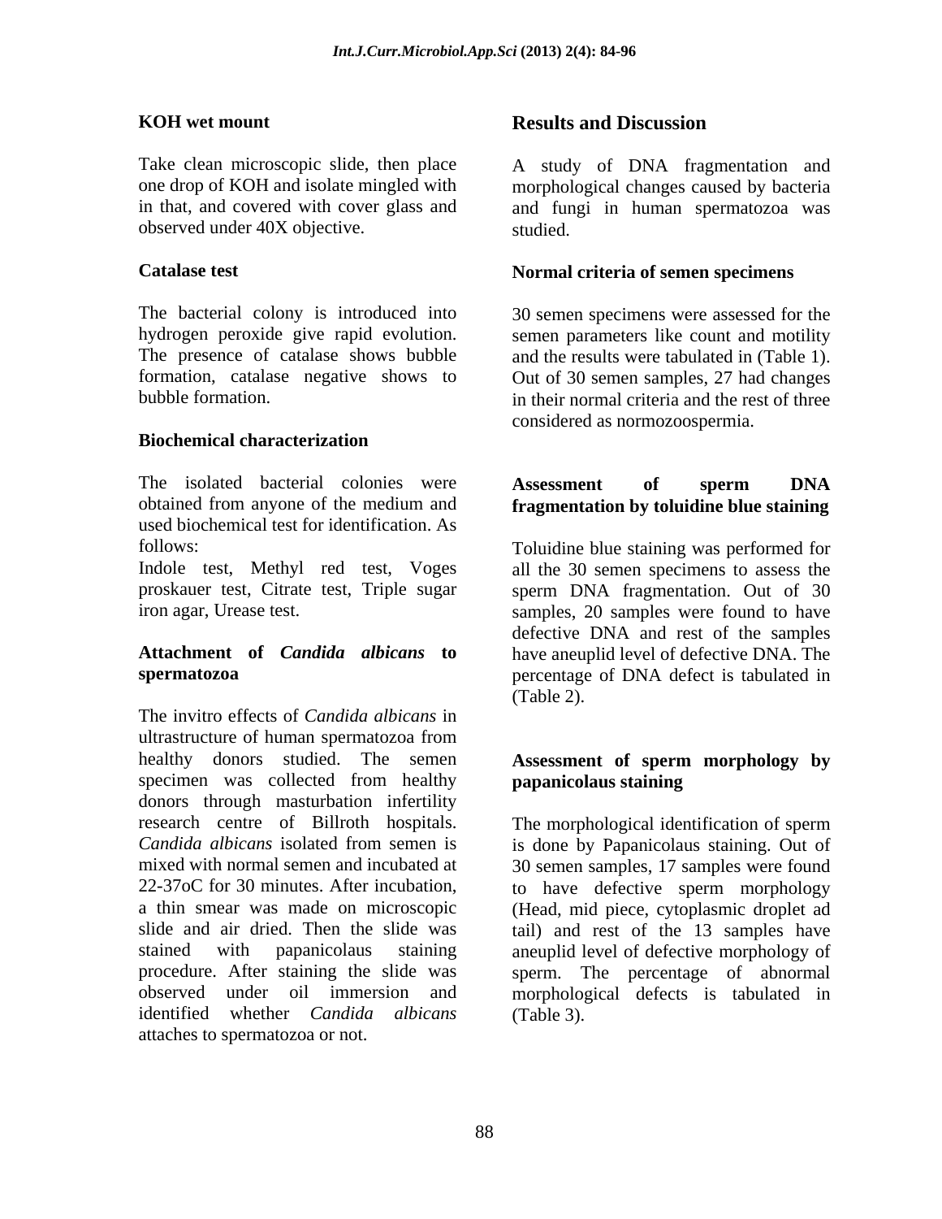**KOH wet mount**

Take clean microscopic slide, then place one drop of KOH and isolate mingled with in that, and covered with cover glass and observed under 40X objective.

**Catalase test**

The bacterial colony is introduced into hydrogen peroxide give rapid evolution. The presence of catalase shows bubble formation, catalase negative shows to bubble formation.

**Biochemical characterization**

The isolated bacterial colonies were obtained from anyone of the medium and used biochemical test for identification. As follows:

Indole test, Methyl red test, Voges proskauer test, Citrate test, Triple sugar iron agar, Urease test.

**Attachment of *Candida albicans* to spermatozoa**

The invitro effects of *Candida albicans* in ultrastructure of human spermatozoa from healthy donors studied. The semen specimen was collected from healthy donors through masturbation infertility research centre of Billroth hospitals. *Candida albicans* isolated from semen is mixed with normal semen and incubated at 22-37oC for 30 minutes. After incubation, a thin smear was made on microscopic slide and air dried. Then the slide was stained with papanicolaus staining procedure. After staining the slide was observed under oil immersion and identified whether *Candida albicans* attaches to spermatozoa or not.

## Results and Discussion

A study of DNA fragmentation and morphological changes caused by bacteria and fungi in human spermatozoa was studied.

**Normal criteria of semen specimens**

30 semen specimens were assessed for the semen parameters like count and motility and the results were tabulated in (Table 1). Out of 30 semen samples, 27 had changes in their normal criteria and the rest of three considered as normozoospermia.

**Assessment of sperm DNA fragmentation by toluidine blue staining**

Toluidine blue staining was performed for all the 30 semen specimens to assess the sperm DNA fragmentation. Out of 30 samples, 20 samples were found to have defective DNA and rest of the samples have aneuplid level of defective DNA. The percentage of DNA defect is tabulated in (Table 2).

**Assessment of sperm morphology by papanicolaus staining**

The morphological identification of sperm is done by Papanicolaus staining. Out of 30 semen samples, 17 samples were found to have defective sperm morphology (Head, mid piece, cytoplasmic droplet ad tail) and rest of the 13 samples have aneuplid level of defective morphology of sperm. The percentage of abnormal morphological defects is tabulated in (Table 3).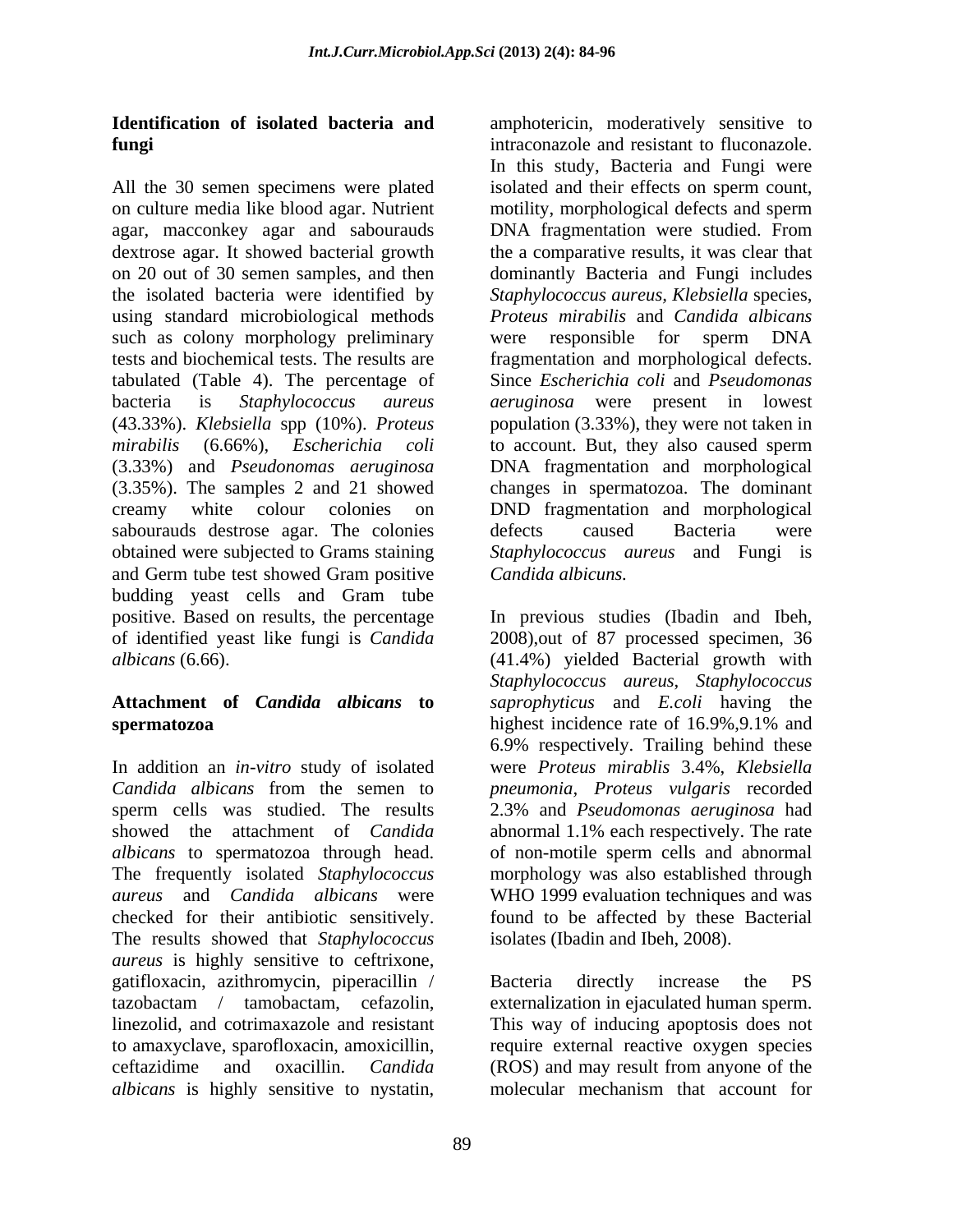**Identification of isolated bacteria and fungi**

All the 30 semen specimens were plated on culture media like blood agar. Nutrient agar, macconkey agar and sabourauds dextrose agar. It showed bacterial growth on 20 out of 30 semen samples, and then the isolated bacteria were identified by using standard microbiological methods such as colony morphology preliminary tests and biochemical tests. The results are tabulated (Table 4). The percentage of bacteria is *Staphylococcus aureus* (43.33%). *Klebsiella* spp (10%). *Proteus mirabilis* (6.66%), *Escherichia coli* (3.33%) and *Pseudonomas aeruginosa* (3.35%). The samples 2 and 21 showed creamy white colour colonies on sabourauds destrose agar. The colonies obtained were subjected to Grams staining and Germ tube test showed Gram positive budding yeast cells and Gram tube positive. Based on results, the percentage of identified yeast like fungi is *Candida albicans* (6.66).

**Attachment of *Candida albicans* to spermatozoa**

In addition an *in-vitro* study of isolated *Candida albicans* from the semen to sperm cells was studied. The results showed the attachment of *Candida albicans* to spermatozoa through head. The frequently isolated *Staphylococcus aureus* and *Candida albicans* were checked for their antibiotic sensitively. The results showed that *Staphylococcus aureus* is highly sensitive to ceftrixone, gatifloxacin, azithromycin, piperacillin / tazobactam / tamobactam, cefazolin, linezolid, and cotrimaxazole and resistant to amaxyclave, sparofloxacin, amoxicillin, ceftazidime and oxacillin. *Candida albicans* is highly sensitive to nystatin, amphotericin, moderatively sensitive to intraconazole and resistant to fluconazole. In this study, Bacteria and Fungi were isolated and their effects on sperm count, motility, morphological defects and sperm DNA fragmentation were studied. From the a comparative results, it was clear that dominantly Bacteria and Fungi includes *Staphylococcus aureus*, *Klebsiella* species, *Proteus mirabilis* and *Candida albicans* were responsible for sperm DNA fragmentation and morphological defects. Since *Escherichia coli* and *Pseudomonas aeruginosa* were present in lowest population (3.33%), they were not taken in to account. But, they also caused sperm DNA fragmentation and morphological changes in spermatozoa. The dominant DND fragmentation and morphological defects caused Bacteria were *Staphylococcus aureus* and Fungi is *Candida albicuns.*

In previous studies (Ibadin and Ibeh, 2008),out of 87 processed specimen, 36 (41.4%) yielded Bacterial growth with *Staphylococcus aureus*, *Staphylococcus saprophyticus* and *E.coli* having the highest incidence rate of 16.9%,9.1% and 6.9% respectively. Trailing behind these were *Proteus mirablis* 3.4%, *Klebsiella pneumonia*, *Proteus vulgaris* recorded 2.3% and *Pseudomonas aeruginosa* had abnormal 1.1% each respectively. The rate of non-motile sperm cells and abnormal morphology was also established through WHO 1999 evaluation techniques and was found to be affected by these Bacterial isolates (Ibadin and Ibeh, 2008).

Bacteria directly increase the PS externalization in ejaculated human sperm. This way of inducing apoptosis does not require external reactive oxygen species (ROS) and may result from anyone of the molecular mechanism that account for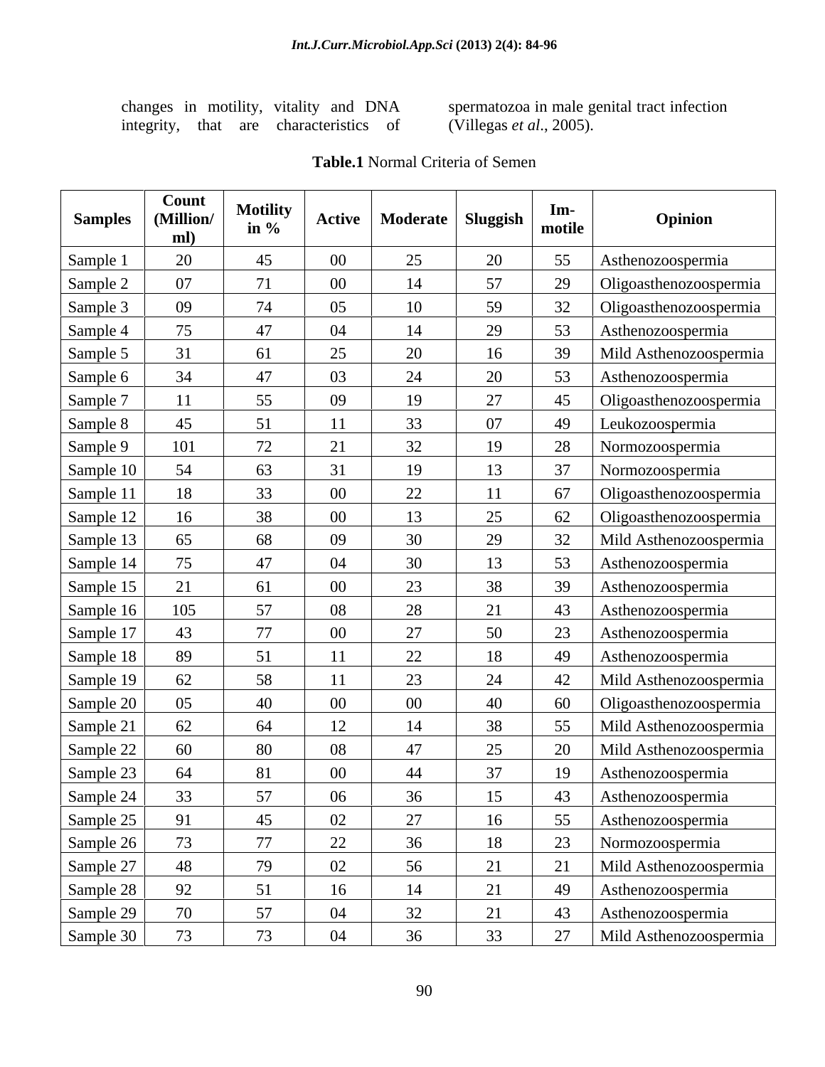changes in motility, vitality and DNA integrity, that are characteristics of spermatozoa in male genital tract infection (Villegas *et al*., 2005).

**Table.1** Normal Criteria of Semen

| Samples | Count (Million/ ml) | Motility in % | Active | Moderate | Sluggish | Im-motile | Opinion |
|---|---|---|---|---|---|---|---|
| Sample 1 | 20 | 45 | 00 | 25 | 20 | 55 | Asthenozoospermia |
| Sample 2 | 07 | 71 | 00 | 14 | 57 | 29 | Oligoasthenozoospermia |
| Sample 3 | 09 | 74 | 05 | 10 | 59 | 32 | Oligoasthenozoospermia |
| Sample 4 | 75 | 47 | 04 | 14 | 29 | 53 | Asthenozoospermia |
| Sample 5 | 31 | 61 | 25 | 20 | 16 | 39 | Mild Asthenozoospermia |
| Sample 6 | 34 | 47 | 03 | 24 | 20 | 53 | Asthenozoospermia |
| Sample 7 | 11 | 55 | 09 | 19 | 27 | 45 | Oligoasthenozoospermia |
| Sample 8 | 45 | 51 | 11 | 33 | 07 | 49 | Leukozoospermia |
| Sample 9 | 101 | 72 | 21 | 32 | 19 | 28 | Normozoospermia |
| Sample 10 | 54 | 63 | 31 | 19 | 13 | 37 | Normozoospermia |
| Sample 11 | 18 | 33 | 00 | 22 | 11 | 67 | Oligoasthenozoospermia |
| Sample 12 | 16 | 38 | 00 | 13 | 25 | 62 | Oligoasthenozoospermia |
| Sample 13 | 65 | 68 | 09 | 30 | 29 | 32 | Mild Asthenozoospermia |
| Sample 14 | 75 | 47 | 04 | 30 | 13 | 53 | Asthenozoospermia |
| Sample 15 | 21 | 61 | 00 | 23 | 38 | 39 | Asthenozoospermia |
| Sample 16 | 105 | 57 | 08 | 28 | 21 | 43 | Asthenozoospermia |
| Sample 17 | 43 | 77 | 00 | 27 | 50 | 23 | Asthenozoospermia |
| Sample 18 | 89 | 51 | 11 | 22 | 18 | 49 | Asthenozoospermia |
| Sample 19 | 62 | 58 | 11 | 23 | 24 | 42 | Mild Asthenozoospermia |
| Sample 20 | 05 | 40 | 00 | 00 | 40 | 60 | Oligoasthenozoospermia |
| Sample 21 | 62 | 64 | 12 | 14 | 38 | 55 | Mild Asthenozoospermia |
| Sample 22 | 60 | 80 | 08 | 47 | 25 | 20 | Mild Asthenozoospermia |
| Sample 23 | 64 | 81 | 00 | 44 | 37 | 19 | Asthenozoospermia |
| Sample 24 | 33 | 57 | 06 | 36 | 15 | 43 | Asthenozoospermia |
| Sample 25 | 91 | 45 | 02 | 27 | 16 | 55 | Asthenozoospermia |
| Sample 26 | 73 | 77 | 22 | 36 | 18 | 23 | Normozoospermia |
| Sample 27 | 48 | 79 | 02 | 56 | 21 | 21 | Mild Asthenozoospermia |
| Sample 28 | 92 | 51 | 16 | 14 | 21 | 49 | Asthenozoospermia |
| Sample 29 | 70 | 57 | 04 | 32 | 21 | 43 | Asthenozoospermia |
| Sample 30 | 73 | 73 | 04 | 36 | 33 | 27 | Mild Asthenozoospermia |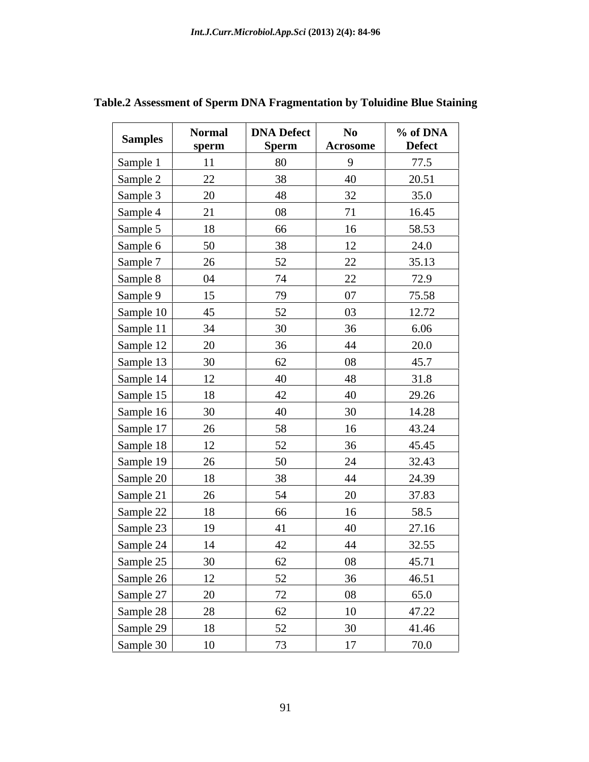**Table.2 Assessment of Sperm DNA Fragmentation by Toluidine Blue Staining**

| Samples | Normal sperm | DNA Defect Sperm | No Acrosome | % of DNA Defect |
|---|---|---|---|---|
| Sample 1 | 11 | 80 | 9 | 77.5 |
| Sample 2 | 22 | 38 | 40 | 20.51 |
| Sample 3 | 20 | 48 | 32 | 35.0 |
| Sample 4 | 21 | 08 | 71 | 16.45 |
| Sample 5 | 18 | 66 | 16 | 58.53 |
| Sample 6 | 50 | 38 | 12 | 24.0 |
| Sample 7 | 26 | 52 | 22 | 35.13 |
| Sample 8 | 04 | 74 | 22 | 72.9 |
| Sample 9 | 15 | 79 | 07 | 75.58 |
| Sample 10 | 45 | 52 | 03 | 12.72 |
| Sample 11 | 34 | 30 | 36 | 6.06 |
| Sample 12 | 20 | 36 | 44 | 20.0 |
| Sample 13 | 30 | 62 | 08 | 45.7 |
| Sample 14 | 12 | 40 | 48 | 31.8 |
| Sample 15 | 18 | 42 | 40 | 29.26 |
| Sample 16 | 30 | 40 | 30 | 14.28 |
| Sample 17 | 26 | 58 | 16 | 43.24 |
| Sample 18 | 12 | 52 | 36 | 45.45 |
| Sample 19 | 26 | 50 | 24 | 32.43 |
| Sample 20 | 18 | 38 | 44 | 24.39 |
| Sample 21 | 26 | 54 | 20 | 37.83 |
| Sample 22 | 18 | 66 | 16 | 58.5 |
| Sample 23 | 19 | 41 | 40 | 27.16 |
| Sample 24 | 14 | 42 | 44 | 32.55 |
| Sample 25 | 30 | 62 | 08 | 45.71 |
| Sample 26 | 12 | 52 | 36 | 46.51 |
| Sample 27 | 20 | 72 | 08 | 65.0 |
| Sample 28 | 28 | 62 | 10 | 47.22 |
| Sample 29 | 18 | 52 | 30 | 41.46 |
| Sample 30 | 10 | 73 | 17 | 70.0 |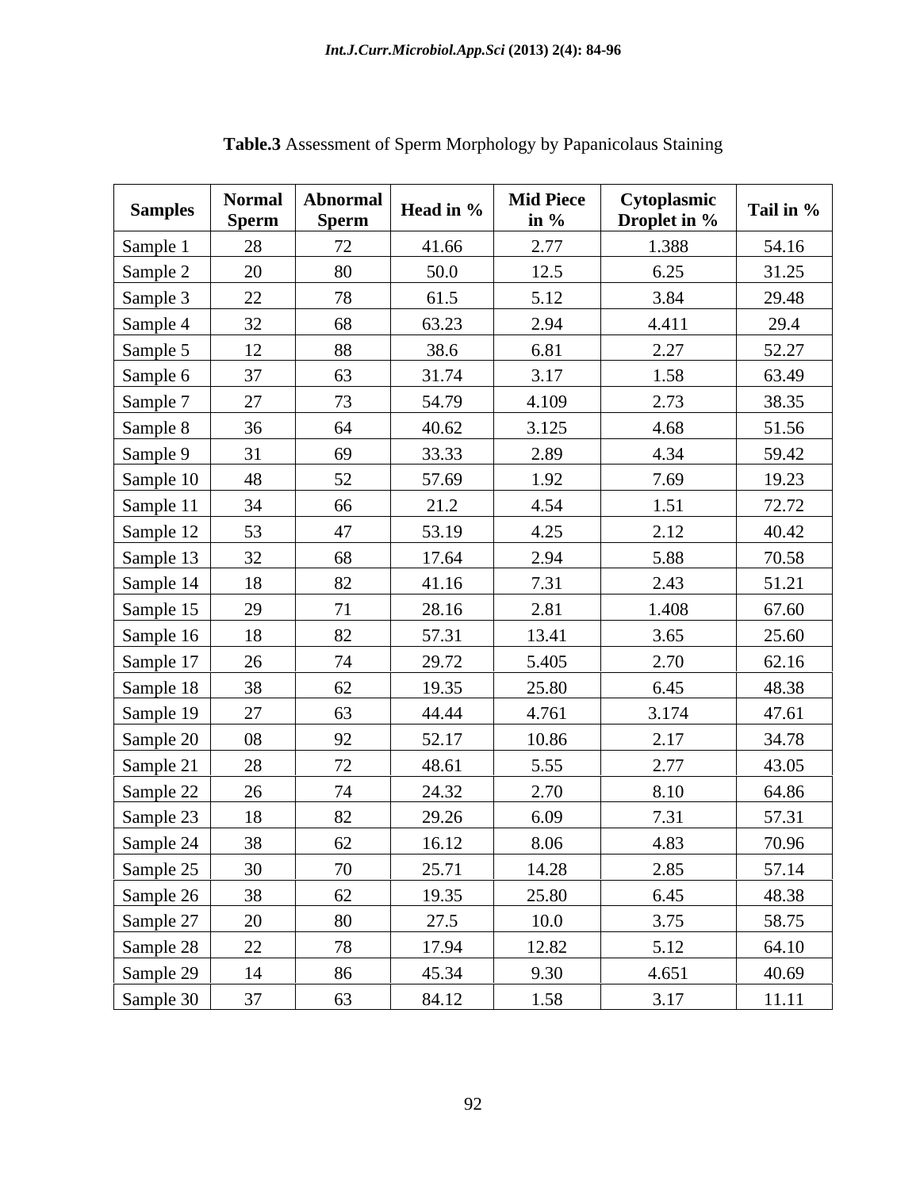**Table.3** Assessment of Sperm Morphology by Papanicolaus Staining

| Samples | Normal Sperm | Abnormal Sperm | Head in % | Mid Piece in % | Cytoplasmic Droplet in % | Tail in % |
|---|---|---|---|---|---|---|
| Sample 1 | 28 | 72 | 41.66 | 2.77 | 1.388 | 54.16 |
| Sample 2 | 20 | 80 | 50.0 | 12.5 | 6.25 | 31.25 |
| Sample 3 | 22 | 78 | 61.5 | 5.12 | 3.84 | 29.48 |
| Sample 4 | 32 | 68 | 63.23 | 2.94 | 4.411 | 29.4 |
| Sample 5 | 12 | 88 | 38.6 | 6.81 | 2.27 | 52.27 |
| Sample 6 | 37 | 63 | 31.74 | 3.17 | 1.58 | 63.49 |
| Sample 7 | 27 | 73 | 54.79 | 4.109 | 2.73 | 38.35 |
| Sample 8 | 36 | 64 | 40.62 | 3.125 | 4.68 | 51.56 |
| Sample 9 | 31 | 69 | 33.33 | 2.89 | 4.34 | 59.42 |
| Sample 10 | 48 | 52 | 57.69 | 1.92 | 7.69 | 19.23 |
| Sample 11 | 34 | 66 | 21.2 | 4.54 | 1.51 | 72.72 |
| Sample 12 | 53 | 47 | 53.19 | 4.25 | 2.12 | 40.42 |
| Sample 13 | 32 | 68 | 17.64 | 2.94 | 5.88 | 70.58 |
| Sample 14 | 18 | 82 | 41.16 | 7.31 | 2.43 | 51.21 |
| Sample 15 | 29 | 71 | 28.16 | 2.81 | 1.408 | 67.60 |
| Sample 16 | 18 | 82 | 57.31 | 13.41 | 3.65 | 25.60 |
| Sample 17 | 26 | 74 | 29.72 | 5.405 | 2.70 | 62.16 |
| Sample 18 | 38 | 62 | 19.35 | 25.80 | 6.45 | 48.38 |
| Sample 19 | 27 | 63 | 44.44 | 4.761 | 3.174 | 47.61 |
| Sample 20 | 08 | 92 | 52.17 | 10.86 | 2.17 | 34.78 |
| Sample 21 | 28 | 72 | 48.61 | 5.55 | 2.77 | 43.05 |
| Sample 22 | 26 | 74 | 24.32 | 2.70 | 8.10 | 64.86 |
| Sample 23 | 18 | 82 | 29.26 | 6.09 | 7.31 | 57.31 |
| Sample 24 | 38 | 62 | 16.12 | 8.06 | 4.83 | 70.96 |
| Sample 25 | 30 | 70 | 25.71 | 14.28 | 2.85 | 57.14 |
| Sample 26 | 38 | 62 | 19.35 | 25.80 | 6.45 | 48.38 |
| Sample 27 | 20 | 80 | 27.5 | 10.0 | 3.75 | 58.75 |
| Sample 28 | 22 | 78 | 17.94 | 12.82 | 5.12 | 64.10 |
| Sample 29 | 14 | 86 | 45.34 | 9.30 | 4.651 | 40.69 |
| Sample 30 | 37 | 63 | 84.12 | 1.58 | 3.17 | 11.11 |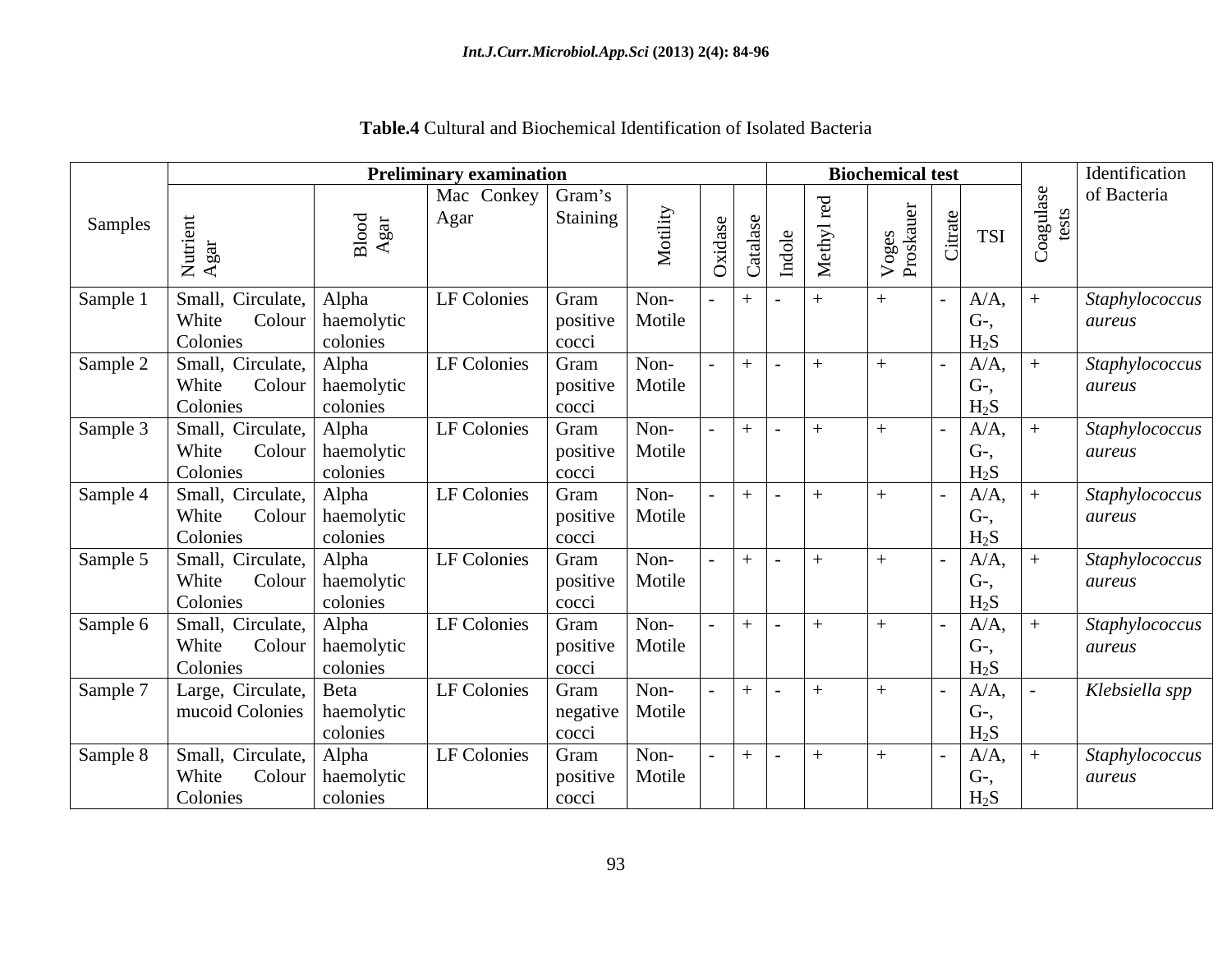**Table.4** Cultural and Biochemical Identification of Isolated Bacteria

| Samples | Preliminary examination | | | | | | | Biochemical test | | | | | Coagulase tests | Identification of Bacteria |
|---|---|---|---|---|---|---|---|---|---|---|---|---|---|---|
| | Nutrient Agar | Blood Agar | Mac Conkey Agar | Gram's Staining | Motility | Oxidase | Catalase | Indole | Methyl red | Voges Proskauer | Citrate | TSI | | |
| Sample 1 | Small, Circulate, White Colour Colonies | Alpha haemolytic colonies | LF Colonies | Gram positive cocci | Non-Motile | - | + | - | + | + | - | A/A, G-, $H_2S$ | + | *Staphylococcus aureus* |
| Sample 2 | Small, Circulate, White Colour Colonies | Alpha haemolytic colonies | LF Colonies | Gram positive cocci | Non-Motile | - | + | - | + | + | - | A/A, G-, $H_2S$ | + | *Staphylococcus aureus* |
| Sample 3 | Small, Circulate, White Colour Colonies | Alpha haemolytic colonies | LF Colonies | Gram positive cocci | Non-Motile | - | + | - | + | + | - | A/A, G-, $H_2S$ | + | *Staphylococcus aureus* |
| Sample 4 | Small, Circulate, White Colour Colonies | Alpha haemolytic colonies | LF Colonies | Gram positive cocci | Non-Motile | - | + | - | + | + | - | A/A, G-, $H_2S$ | + | *Staphylococcus aureus* |
| Sample 5 | Small, Circulate, White Colour Colonies | Alpha haemolytic colonies | LF Colonies | Gram positive cocci | Non-Motile | - | + | - | + | + | - | A/A, G-, $H_2S$ | + | *Staphylococcus aureus* |
| Sample 6 | Small, Circulate, White Colour Colonies | Alpha haemolytic colonies | LF Colonies | Gram positive cocci | Non-Motile | - | + | - | + | + | - | A/A, G-, $H_2S$ | + | *Staphylococcus aureus* |
| Sample 7 | Large, Circulate, mucoid Colonies | Beta haemolytic colonies | LF Colonies | Gram negative cocci | Non-Motile | - | + | - | + | + | - | A/A, G-, $H_2S$ | - | *Klebsiella spp* |
| Sample 8 | Small, Circulate, White Colour Colonies | Alpha haemolytic colonies | LF Colonies | Gram positive cocci | Non-Motile | - | + | - | + | + | - | A/A, G-, $H_2S$ | + | *Staphylococcus aureus* |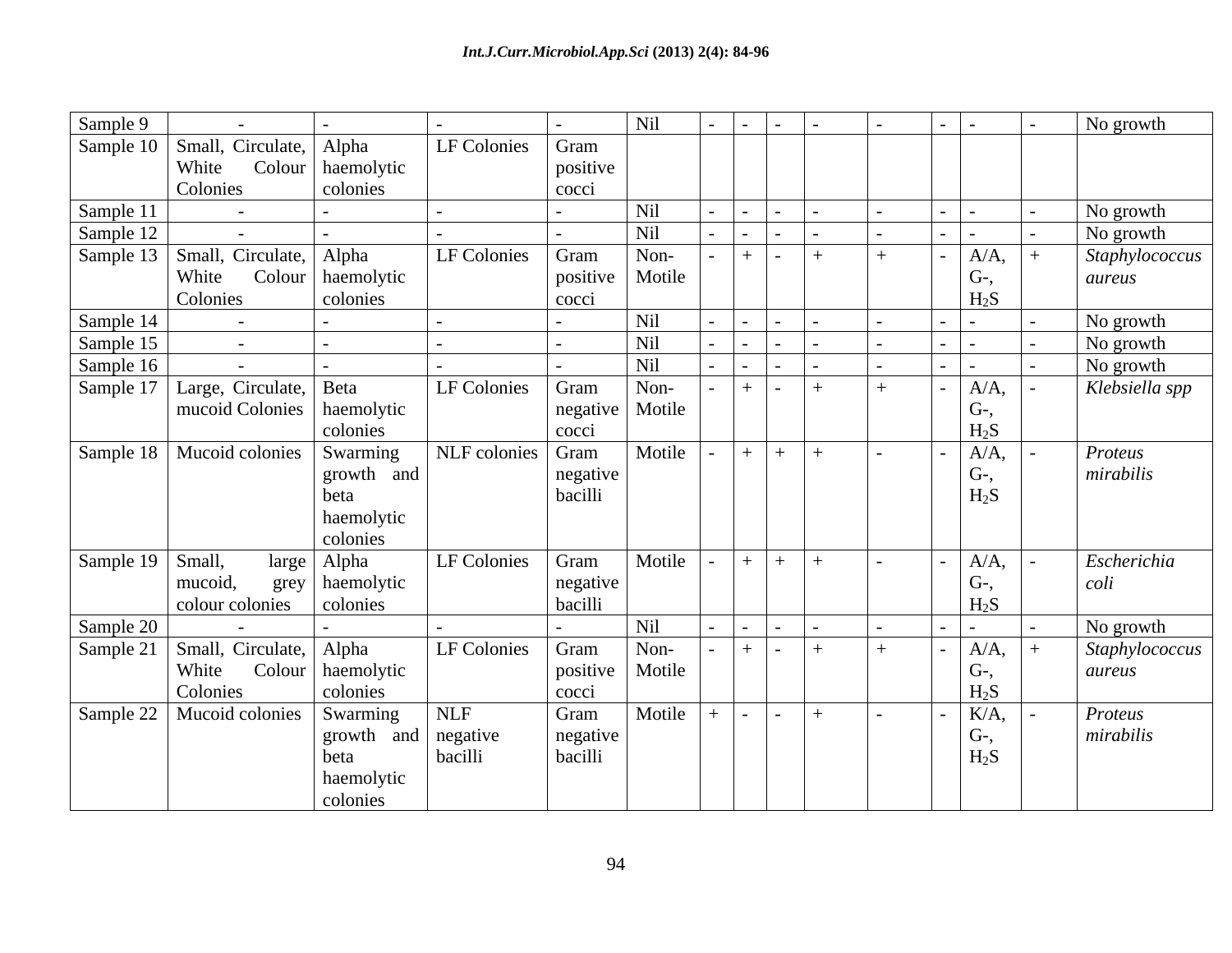| | | | | | | | | | | | | | | |
|---|---|---|---|---|---|---|---|---|---|---|---|---|---|---|
| Sample 9 | - | - | - | - | Nil | - | - | - | - | - | - | - | - | No growth |
| Sample 10 | Small, Circulate, White Colour Colonies | Alpha haemolytic colonies | LF Colonies | Gram positive cocci | | | | | | | | | | |
| Sample 11 | - | - | - | - | Nil | - | - | - | - | - | - | - | - | No growth |
| Sample 12 | - | - | - | - | Nil | - | - | - | - | - | - | - | - | No growth |
| Sample 13 | Small, Circulate, White Colour Colonies | Alpha haemolytic colonies | LF Colonies | Gram positive cocci | Non-Motile | - | + | - | + | + | - | A/A, G-, $H_2S$ | + | *Staphylococcus aureus* |
| Sample 14 | - | - | - | - | Nil | - | - | - | - | - | - | - | - | No growth |
| Sample 15 | - | - | - | - | Nil | - | - | - | - | - | - | - | - | No growth |
| Sample 16 | - | - | - | - | Nil | - | - | - | - | - | - | - | - | No growth |
| Sample 17 | Large, Circulate, mucoid Colonies | Beta haemolytic colonies | LF Colonies | Gram negative cocci | Non-Motile | - | + | - | + | + | - | A/A, G-, $H_2S$ | - | *Klebsiella spp* |
| Sample 18 | Mucoid colonies | Swarming growth and beta haemolytic colonies | NLF colonies | Gram negative bacilli | Motile | - | + | + | + | - | - | A/A, G-, $H_2S$ | - | *Proteus mirabilis* |
| Sample 19 | Small, large mucoid, grey colour colonies | Alpha haemolytic colonies | LF Colonies | Gram negative bacilli | Motile | - | + | + | + | - | - | A/A, G-, $H_2S$ | - | *Escherichia coli* |
| Sample 20 | - | - | - | - | Nil | - | - | - | - | - | - | - | - | No growth |
| Sample 21 | Small, Circulate, White Colour Colonies | Alpha haemolytic colonies | LF Colonies | Gram positive cocci | Non-Motile | - | + | - | + | + | - | A/A, G-, $H_2S$ | + | *Staphylococcus aureus* |
| Sample 22 | Mucoid colonies | Swarming growth and beta haemolytic colonies | NLF negative bacilli | Gram negative bacilli | Motile | + | - | - | + | - | - | K/A, G-, $H_2S$ | - | *Proteus mirabilis* |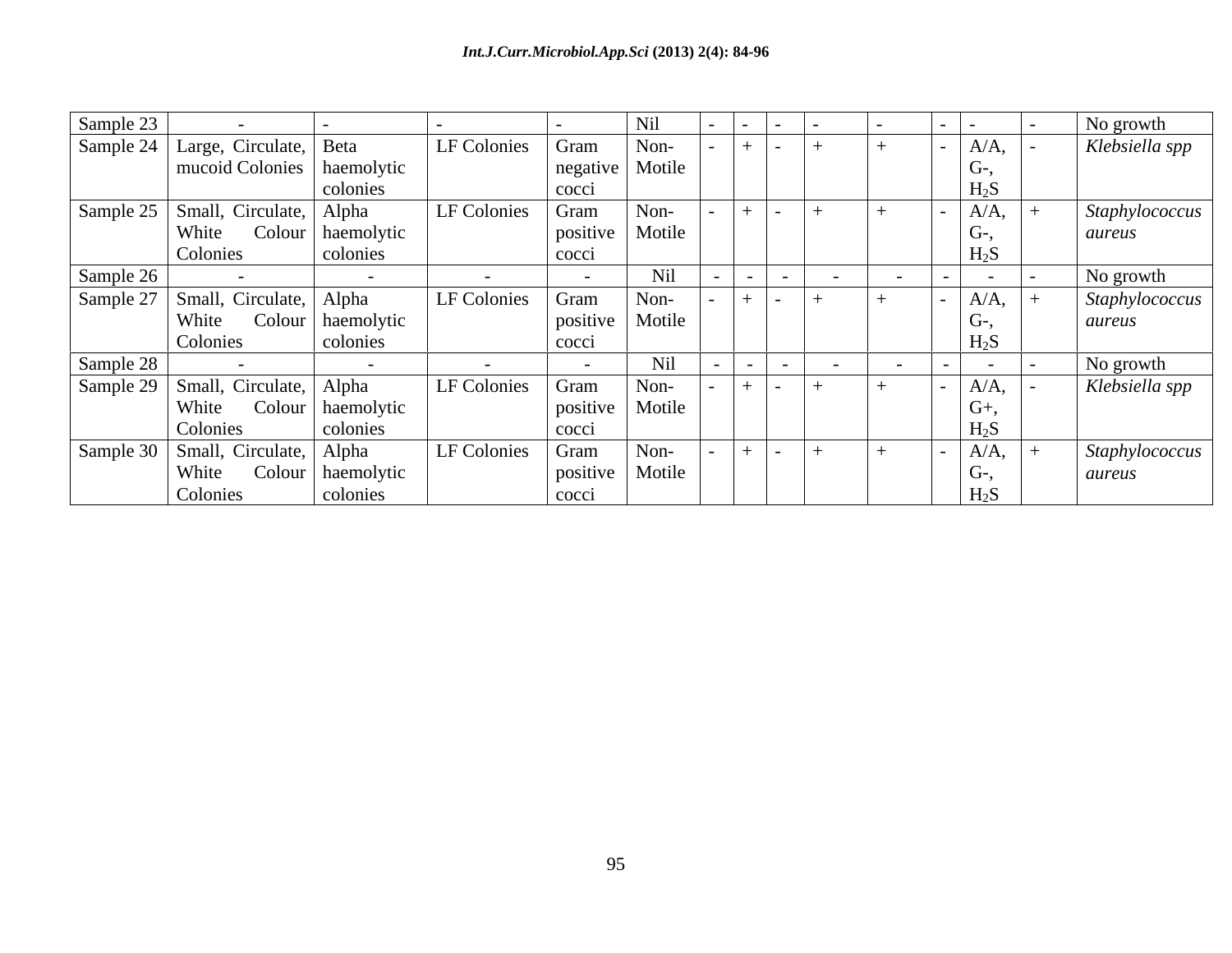| | | | | | | | | | | | | | | |
|---|---|---|---|---|---|---|---|---|---|---|---|---|---|---|
| Sample 23 | - | - | - | - | Nil | - | - | - | - | - | - | - | - | No growth |
| Sample 24 | Large, Circulate, mucoid Colonies | Beta haemolytic colonies | LF Colonies | Gram negative cocci | Non-Motile | - | + | - | + | + | - | A/A, G-, $H_2S$ | - | *Klebsiella spp* |
| Sample 25 | Small, Circulate, White Colour Colonies | Alpha haemolytic colonies | LF Colonies | Gram positive cocci | Non-Motile | - | + | - | + | + | - | A/A, G-, $H_2S$ | + | *Staphylococcus aureus* |
| Sample 26 | - | - | - | - | Nil | - | - | - | - | - | - | - | - | No growth |
| Sample 27 | Small, Circulate, White Colour Colonies | Alpha haemolytic colonies | LF Colonies | Gram positive cocci | Non-Motile | - | + | - | + | + | - | A/A, G-, $H_2S$ | + | *Staphylococcus aureus* |
| Sample 28 | - | - | - | - | Nil | - | - | - | - | - | - | - | - | No growth |
| Sample 29 | Small, Circulate, White Colour Colonies | Alpha haemolytic colonies | LF Colonies | Gram positive cocci | Non-Motile | - | + | - | + | + | - | A/A, G+, $H_2S$ | - | *Klebsiella spp* |
| Sample 30 | Small, Circulate, White Colour Colonies | Alpha haemolytic colonies | LF Colonies | Gram positive cocci | Non-Motile | - | + | - | + | + | - | A/A, G-, $H_2S$ | + | *Staphylococcus aureus* |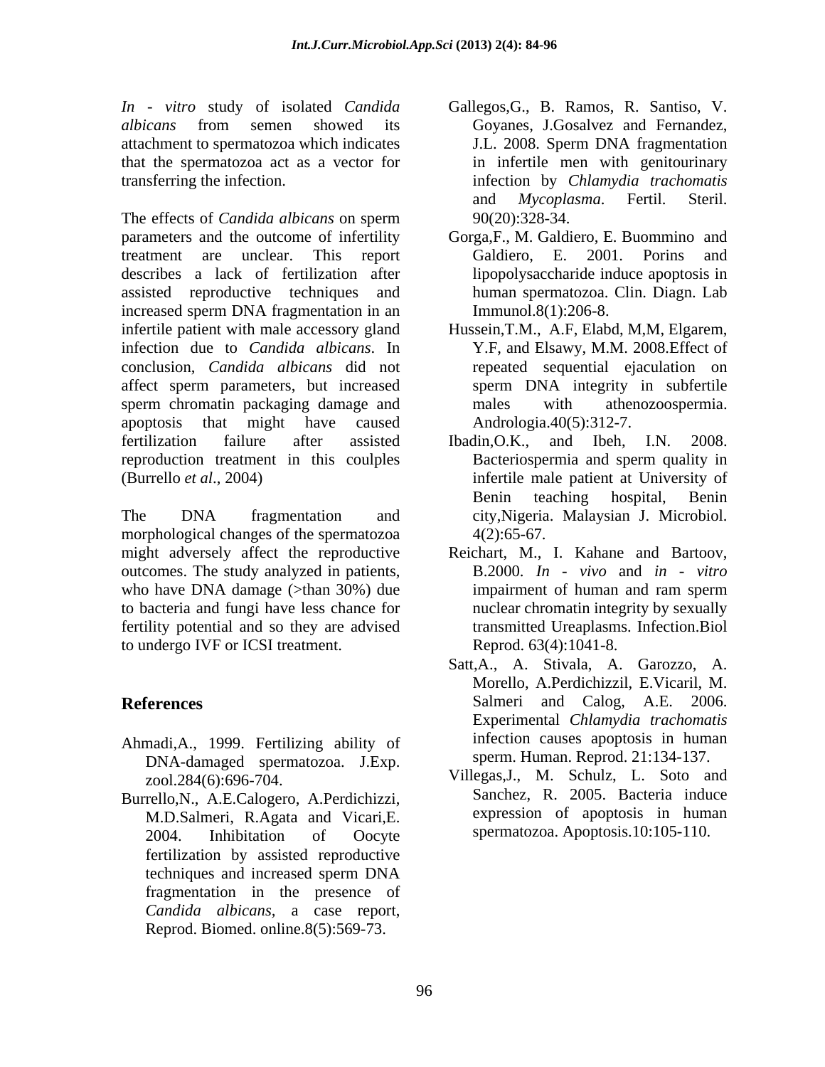*In - vitro* study of isolated *Candida albicans* from semen showed its attachment to spermatozoa which indicates that the spermatozoa act as a vector for transferring the infection.

The effects of *Candida albicans* on sperm parameters and the outcome of infertility treatment are unclear. This report describes a lack of fertilization after assisted reproductive techniques and increased sperm DNA fragmentation in an infertile patient with male accessory gland infection due to *Candida albicans*. In conclusion, *Candida albicans* did not affect sperm parameters, but increased sperm chromatin packaging damage and apoptosis that might have caused fertilization failure after assisted reproduction treatment in this coulples (Burrello *et al*., 2004)

The DNA fragmentation and morphological changes of the spermatozoa might adversely affect the reproductive outcomes. The study analyzed in patients, who have DNA damage (>than 30%) due to bacteria and fungi have less chance for fertility potential and so they are advised to undergo IVF or ICSI treatment.

## References

Ahmadi,A., 1999. Fertilizing ability of DNA-damaged spermatozoa. J.Exp. zool.284(6):696-704.

Burrello,N., A.E.Calogero, A.Perdichizzi, M.D.Salmeri, R.Agata and Vicari,E. 2004. Inhibitation of Oocyte fertilization by assisted reproductive techniques and increased sperm DNA fragmentation in the presence of *Candida albicans*, a case report, Reprod. Biomed. online.8(5):569-73.

Gallegos,G., B. Ramos, R. Santiso, V. Goyanes, J.Gosalvez and Fernandez, J.L. 2008. Sperm DNA fragmentation in infertile men with genitourinary infection by *Chlamydia trachomatis* and *Mycoplasma*. Fertil. Steril. 90(20):328-34.

Gorga,F., M. Galdiero, E. Buommino and Galdiero, E. 2001. Porins and lipopolysaccharide induce apoptosis in human spermatozoa. Clin. Diagn. Lab Immunol.8(1):206-8.

Hussein,T.M., A.F, Elabd, M,M, Elgarem, Y.F, and Elsawy, M.M. 2008.Effect of repeated sequential ejaculation on sperm DNA integrity in subfertile males with athenozoospermia. Andrologia.40(5):312-7.

Ibadin,O.K., and Ibeh, I.N. 2008. Bacteriospermia and sperm quality in infertile male patient at University of Benin teaching hospital, Benin city,Nigeria. Malaysian J. Microbiol. 4(2):65-67.

Reichart, M., I. Kahane and Bartoov, B.2000. *In - vivo* and *in - vitro* impairment of human and ram sperm nuclear chromatin integrity by sexually transmitted Ureaplasms. Infection.Biol Reprod. 63(4):1041-8.

Satt,A., A. Stivala, A. Garozzo, A. Morello, A.Perdichizzil, E.Vicaril, M. Salmeri and Calog, A.E. 2006. Experimental *Chlamydia trachomatis* infection causes apoptosis in human sperm. Human. Reprod. 21:134-137.

Villegas,J., M. Schulz, L. Soto and Sanchez, R. 2005. Bacteria induce expression of apoptosis in human spermatozoa. Apoptosis.10:105-110.